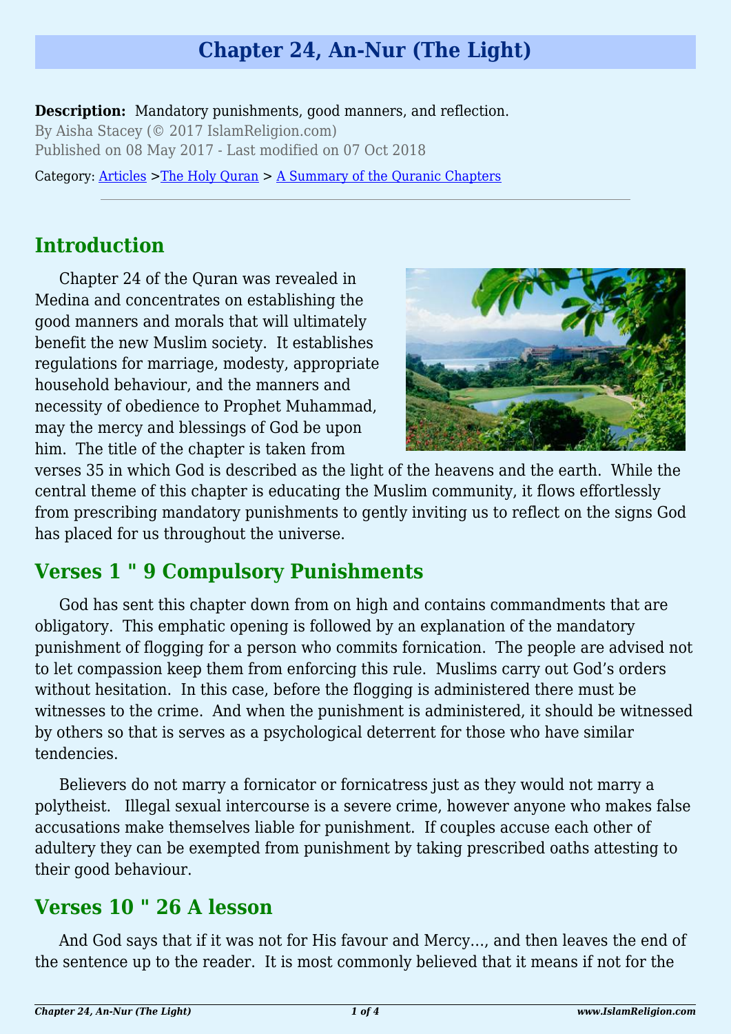# Chapter 24, An-Nur (The Light)

**Description:** Mandatory punishments, good manners, and reflection.
By Aisha Stacey (© 2017 IslamReligion.com)
Published on 08 May 2017 - Last modified on 07 Oct 2018

Category: Articles >The Holy Quran > A Summary of the Quranic Chapters

## Introduction

Chapter 24 of the Quran was revealed in Medina and concentrates on establishing the good manners and morals that will ultimately benefit the new Muslim society. It establishes regulations for marriage, modesty, appropriate household behaviour, and the manners and necessity of obedience to Prophet Muhammad, may the mercy and blessings of God be upon him. The title of the chapter is taken from verses 35 in which God is described as the light of the heavens and the earth. While the central theme of this chapter is educating the Muslim community, it flows effortlessly from prescribing mandatory punishments to gently inviting us to reflect on the signs God has placed for us throughout the universe.

## Verses 1 " 9 Compulsory Punishments

God has sent this chapter down from on high and contains commandments that are obligatory. This emphatic opening is followed by an explanation of the mandatory punishment of flogging for a person who commits fornication. The people are advised not to let compassion keep them from enforcing this rule. Muslims carry out God's orders without hesitation. In this case, before the flogging is administered there must be witnesses to the crime. And when the punishment is administered, it should be witnessed by others so that is serves as a psychological deterrent for those who have similar tendencies.

Believers do not marry a fornicator or fornicatress just as they would not marry a polytheist. Illegal sexual intercourse is a severe crime, however anyone who makes false accusations make themselves liable for punishment. If couples accuse each other of adultery they can be exempted from punishment by taking prescribed oaths attesting to their good behaviour.

## Verses 10 " 26 A lesson

And God says that if it was not for His favour and Mercy…, and then leaves the end of the sentence up to the reader. It is most commonly believed that it means if not for the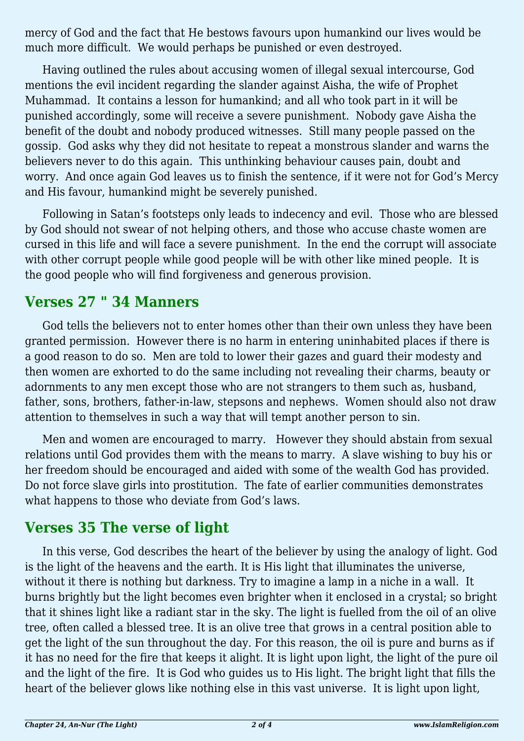mercy of God and the fact that He bestows favours upon humankind our lives would be much more difficult.  We would perhaps be punished or even destroyed.

Having outlined the rules about accusing women of illegal sexual intercourse, God mentions the evil incident regarding the slander against Aisha, the wife of Prophet Muhammad.  It contains a lesson for humankind; and all who took part in it will be punished accordingly, some will receive a severe punishment.  Nobody gave Aisha the benefit of the doubt and nobody produced witnesses.  Still many people passed on the gossip.  God asks why they did not hesitate to repeat a monstrous slander and warns the believers never to do this again.  This unthinking behaviour causes pain, doubt and worry.  And once again God leaves us to finish the sentence, if it were not for God's Mercy and His favour, humankind might be severely punished.

Following in Satan's footsteps only leads to indecency and evil.  Those who are blessed by God should not swear of not helping others, and those who accuse chaste women are cursed in this life and will face a severe punishment.  In the end the corrupt will associate with other corrupt people while good people will be with other like mined people.  It is the good people who will find forgiveness and generous provision.

## Verses 27 " 34 Manners

God tells the believers not to enter homes other than their own unless they have been granted permission.  However there is no harm in entering uninhabited places if there is a good reason to do so.  Men are told to lower their gazes and guard their modesty and then women are exhorted to do the same including not revealing their charms, beauty or adornments to any men except those who are not strangers to them such as, husband, father, sons, brothers, father-in-law, stepsons and nephews.  Women should also not draw attention to themselves in such a way that will tempt another person to sin.

Men and women are encouraged to marry.   However they should abstain from sexual relations until God provides them with the means to marry.  A slave wishing to buy his or her freedom should be encouraged and aided with some of the wealth God has provided.  Do not force slave girls into prostitution.  The fate of earlier communities demonstrates what happens to those who deviate from God's laws.

## Verses 35 The verse of light

In this verse, God describes the heart of the believer by using the analogy of light. God is the light of the heavens and the earth. It is His light that illuminates the universe, without it there is nothing but darkness. Try to imagine a lamp in a niche in a wall.  It burns brightly but the light becomes even brighter when it enclosed in a crystal; so bright that it shines light like a radiant star in the sky. The light is fuelled from the oil of an olive tree, often called a blessed tree. It is an olive tree that grows in a central position able to get the light of the sun throughout the day. For this reason, the oil is pure and burns as if it has no need for the fire that keeps it alight. It is light upon light, the light of the pure oil and the light of the fire.  It is God who guides us to His light. The bright light that fills the heart of the believer glows like nothing else in this vast universe.  It is light upon light,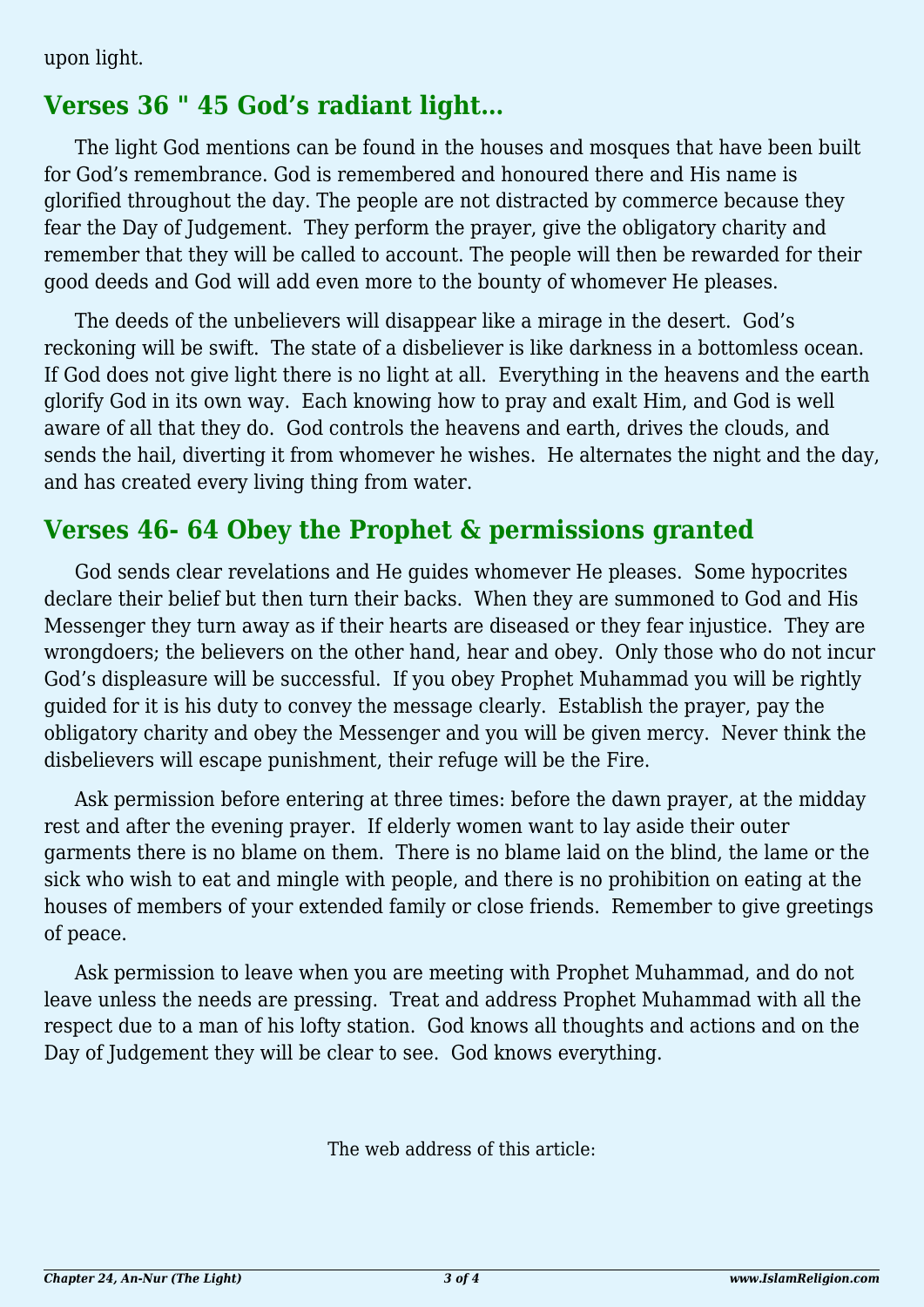upon light.

## Verses 36 " 45 God's radiant light…

The light God mentions can be found in the houses and mosques that have been built for God's remembrance. God is remembered and honoured there and His name is glorified throughout the day. The people are not distracted by commerce because they fear the Day of Judgement. They perform the prayer, give the obligatory charity and remember that they will be called to account. The people will then be rewarded for their good deeds and God will add even more to the bounty of whomever He pleases.

The deeds of the unbelievers will disappear like a mirage in the desert. God's reckoning will be swift. The state of a disbeliever is like darkness in a bottomless ocean. If God does not give light there is no light at all. Everything in the heavens and the earth glorify God in its own way. Each knowing how to pray and exalt Him, and God is well aware of all that they do. God controls the heavens and earth, drives the clouds, and sends the hail, diverting it from whomever he wishes. He alternates the night and the day, and has created every living thing from water.

## Verses 46- 64 Obey the Prophet & permissions granted

God sends clear revelations and He guides whomever He pleases. Some hypocrites declare their belief but then turn their backs. When they are summoned to God and His Messenger they turn away as if their hearts are diseased or they fear injustice. They are wrongdoers; the believers on the other hand, hear and obey. Only those who do not incur God's displeasure will be successful. If you obey Prophet Muhammad you will be rightly guided for it is his duty to convey the message clearly. Establish the prayer, pay the obligatory charity and obey the Messenger and you will be given mercy. Never think the disbelievers will escape punishment, their refuge will be the Fire.

Ask permission before entering at three times: before the dawn prayer, at the midday rest and after the evening prayer. If elderly women want to lay aside their outer garments there is no blame on them. There is no blame laid on the blind, the lame or the sick who wish to eat and mingle with people, and there is no prohibition on eating at the houses of members of your extended family or close friends. Remember to give greetings of peace.

Ask permission to leave when you are meeting with Prophet Muhammad, and do not leave unless the needs are pressing. Treat and address Prophet Muhammad with all the respect due to a man of his lofty station. God knows all thoughts and actions and on the Day of Judgement they will be clear to see. God knows everything.

The web address of this article: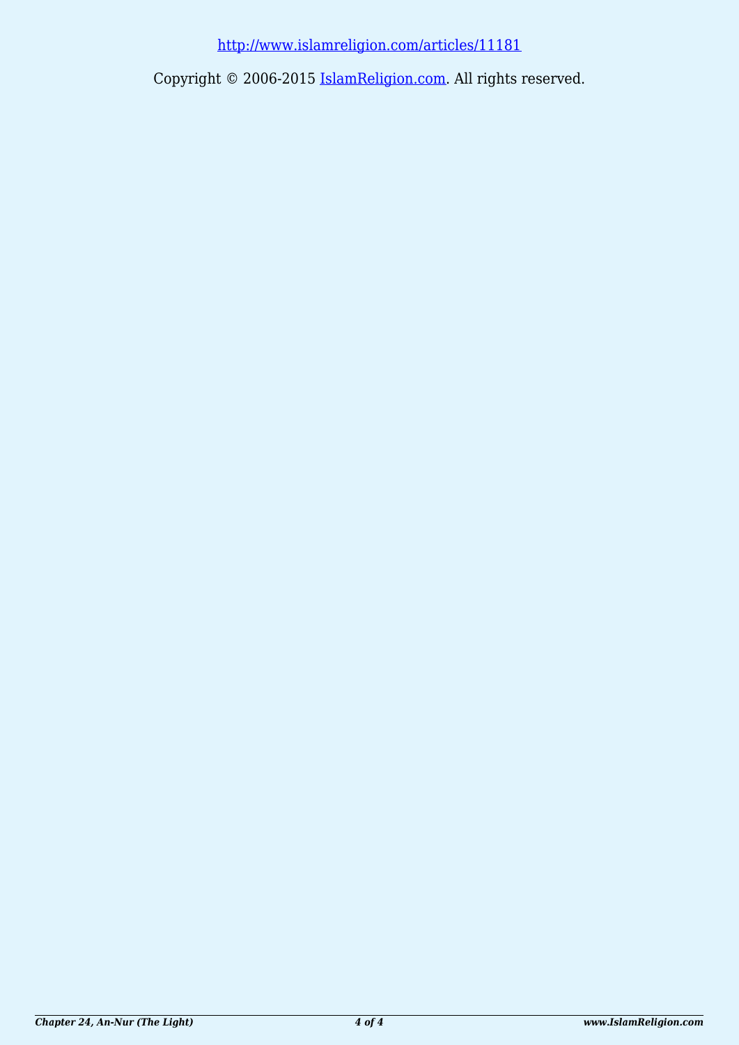http://www.islamreligion.com/articles/11181

Copyright © 2006-2015 IslamReligion.com. All rights reserved.